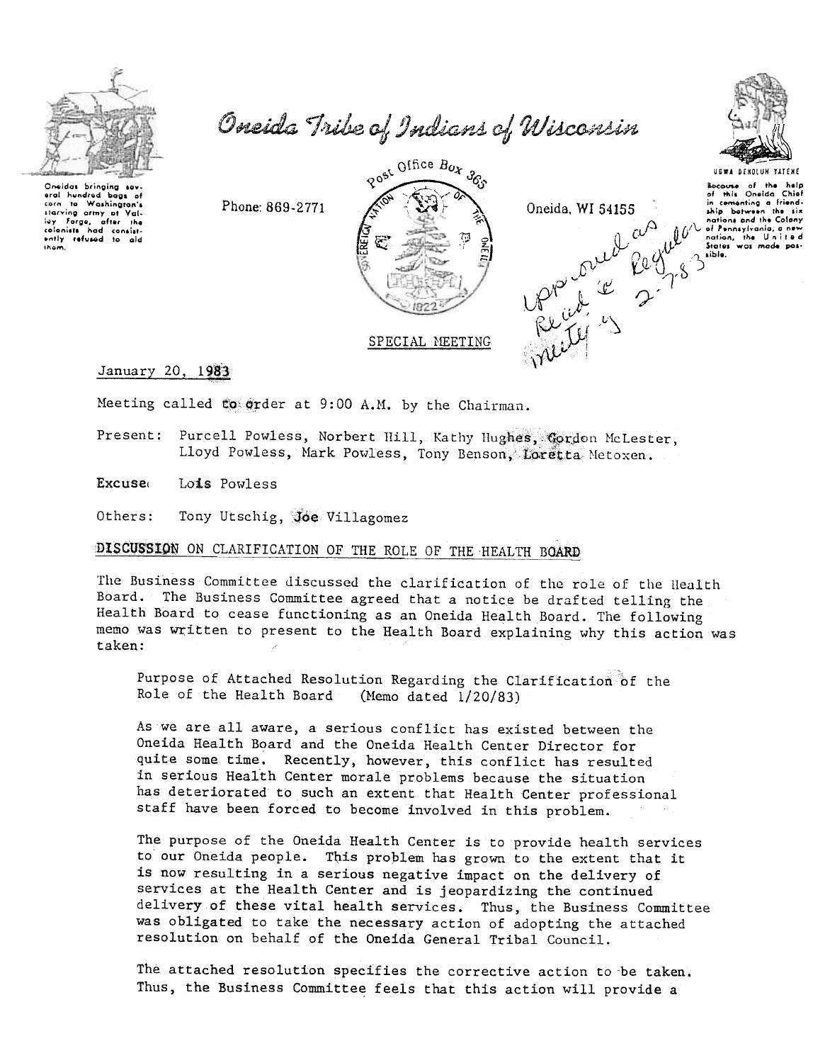# Oneida Tribe of Indians of Wisconsin

Oneidas bringing several hundred bags of corn to Washington's starving army at Valley Forge, after the colonists had consistently refused to aid them.

Phone: 869-2771

Post Office Box 365

Oneida, WI 54155

UGWA DEHOLUH YATEHE

Because of the help of this Oneida Chief in cementing a friendship between the six nations and the Colony of Pennsylvania, a new nation, the United States was made possible.

Approved as Read @ Regular meeting 2-7-83

SPECIAL MEETING

January 20, 1983

Meeting called to order at 9:00 A.M. by the Chairman.

Present: Purcell Powless, Norbert Hill, Kathy Hughes, Gordon McLester, Lloyd Powless, Mark Powless, Tony Benson, Loretta Metoxen.

Excused: Lois Powless

Others: Tony Utschig, Joe Villagomez

## DISCUSSION ON CLARIFICATION OF THE ROLE OF THE HEALTH BOARD

The Business Committee discussed the clarification of the role of the Health Board. The Business Committee agreed that a notice be drafted telling the Health Board to cease functioning as an Oneida Health Board. The following memo was written to present to the Health Board explaining why this action was taken:

> Purpose of Attached Resolution Regarding the Clarification of the Role of the Health Board (Memo dated 1/20/83)
>
> As we are all aware, a serious conflict has existed between the Oneida Health Board and the Oneida Health Center Director for quite some time. Recently, however, this conflict has resulted in serious Health Center morale problems because the situation has deteriorated to such an extent that Health Center professional staff have been forced to become involved in this problem.
>
> The purpose of the Oneida Health Center is to provide health services to our Oneida people. This problem has grown to the extent that it is now resulting in a serious negative impact on the delivery of services at the Health Center and is jeopardizing the continued delivery of these vital health services. Thus, the Business Committee was obligated to take the necessary action of adopting the attached resolution on behalf of the Oneida General Tribal Council.
>
> The attached resolution specifies the corrective action to be taken. Thus, the Business Committee feels that this action will provide a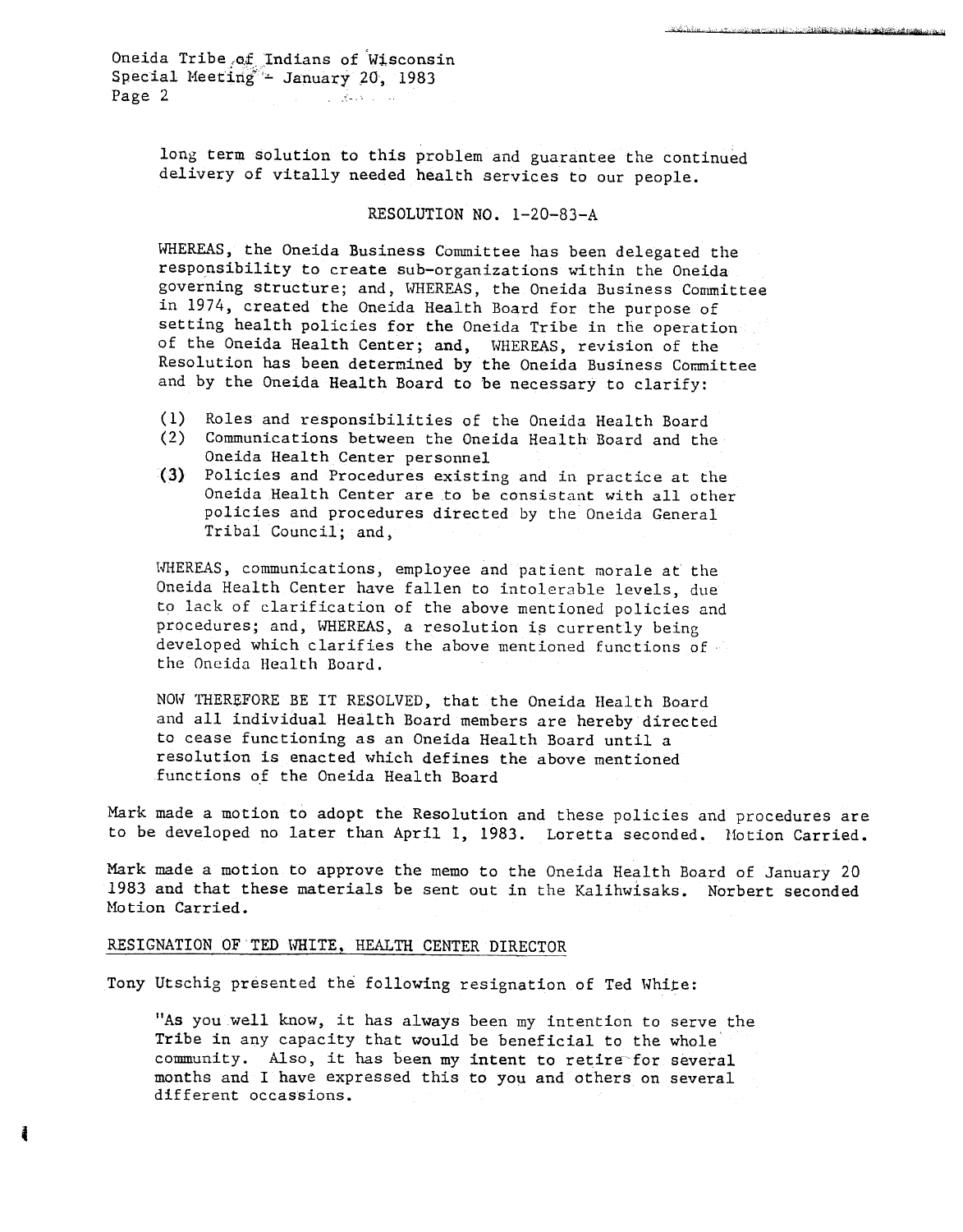long term solution to this problem and guarantee the continued delivery of vitally needed health services to our people.

RESOLUTION NO. 1-20-83-A

WHEREAS, the Oneida Business Committee has been delegated the responsibility to create sub-organizations within the Oneida governing structure; and, WHEREAS, the Oneida Business Committee in 1974, created the Oneida Health Board for the purpose of setting health policies for the Oneida Tribe in the operation of the Oneida Health Center; and, WHEREAS, revision of the Resolution has been determined by the Oneida Business Committee and by the Oneida Health Board to be necessary to clarify:

(1) Roles and responsibilities of the Oneida Health Board
(2) Communications between the Oneida Health Board and the Oneida Health Center personnel
(3) Policies and Procedures existing and in practice at the Oneida Health Center are to be consistant with all other policies and procedures directed by the Oneida General Tribal Council; and,

WHEREAS, communications, employee and patient morale at the Oneida Health Center have fallen to intolerable levels, due to lack of clarification of the above mentioned policies and procedures; and, WHEREAS, a resolution is currently being developed which clarifies the above mentioned functions of the Oneida Health Board.

NOW THEREFORE BE IT RESOLVED, that the Oneida Health Board and all individual Health Board members are hereby directed to cease functioning as an Oneida Health Board until a resolution is enacted which defines the above mentioned functions of the Oneida Health Board

Mark made a motion to adopt the Resolution and these policies and procedures are to be developed no later than April 1, 1983. Loretta seconded. Motion Carried.

Mark made a motion to approve the memo to the Oneida Health Board of January 20 1983 and that these materials be sent out in the Kalihwisaks. Norbert seconded Motion Carried.

RESIGNATION OF TED WHITE, HEALTH CENTER DIRECTOR

Tony Utschig presented the following resignation of Ted White:

"As you well know, it has always been my intention to serve the Tribe in any capacity that would be beneficial to the whole community. Also, it has been my intent to retire for several months and I have expressed this to you and others on several different occassions.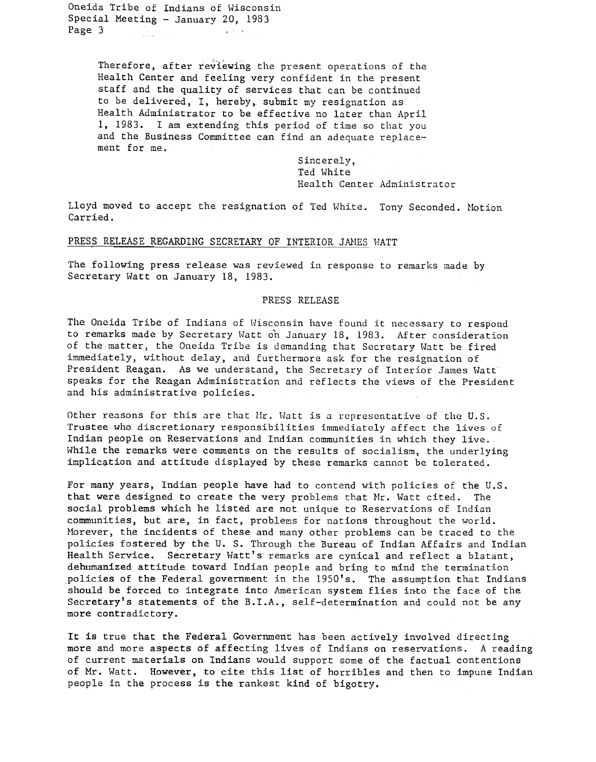Therefore, after reviewing the present operations of the Health Center and feeling very confident in the present staff and the quality of services that can be continued to be delivered, I, hereby, submit my resignation as Health Administrator to be effective no later than April 1, 1983. I am extending this period of time so that you and the Business Committee can find an adequate replacement for me.

Sincerely,
Ted White
Health Center Administrator

Lloyd moved to accept the resignation of Ted White. Tony Seconded. Motion Carried.

PRESS RELEASE REGARDING SECRETARY OF INTERIOR JAMES WATT

The following press release was reviewed in response to remarks made by Secretary Watt on January 18, 1983.

PRESS RELEASE

The Oneida Tribe of Indians of Wisconsin have found it necessary to respond to remarks made by Secretary Watt on January 18, 1983. After consideration of the matter, the Oneida Tribe is demanding that Secretary Watt be fired immediately, without delay, and furthermore ask for the resignation of President Reagan. As we understand, the Secretary of Interior James Watt speaks for the Reagan Administration and reflects the views of the President and his administrative policies.

Other reasons for this are that Mr. Watt is a representative of the U.S. Trustee who discretionary responsibilities immediately affect the lives of Indian people on Reservations and Indian communities in which they live. While the remarks were comments on the results of socialism, the underlying implication and attitude displayed by these remarks cannot be tolerated.

For many years, Indian people have had to contend with policies of the U.S. that were designed to create the very problems that Mr. Watt cited. The social problems which he listed are not unique to Reservations of Indian communities, but are, in fact, problems for nations throughout the world. Morever, the incidents of these and many other problems can be traced to the policies fostered by the U. S. Through the Bureau of Indian Affairs and Indian Health Service. Secretary Watt's remarks are cynical and reflect a blatant, dehumanized attitude toward Indian people and bring to mind the termination policies of the Federal government in the 1950's. The assumption that Indians should be forced to integrate into American system flies into the face of the Secretary's statements of the B.I.A., self-determination and could not be any more contradictory.

It is true that the Federal Government has been actively involved directing more and more aspects of affecting lives of Indians on reservations. A reading of current materials on Indians would support some of the factual contentions of Mr. Watt. However, to cite this list of horribles and then to impune Indian people in the process is the rankest kind of bigotry.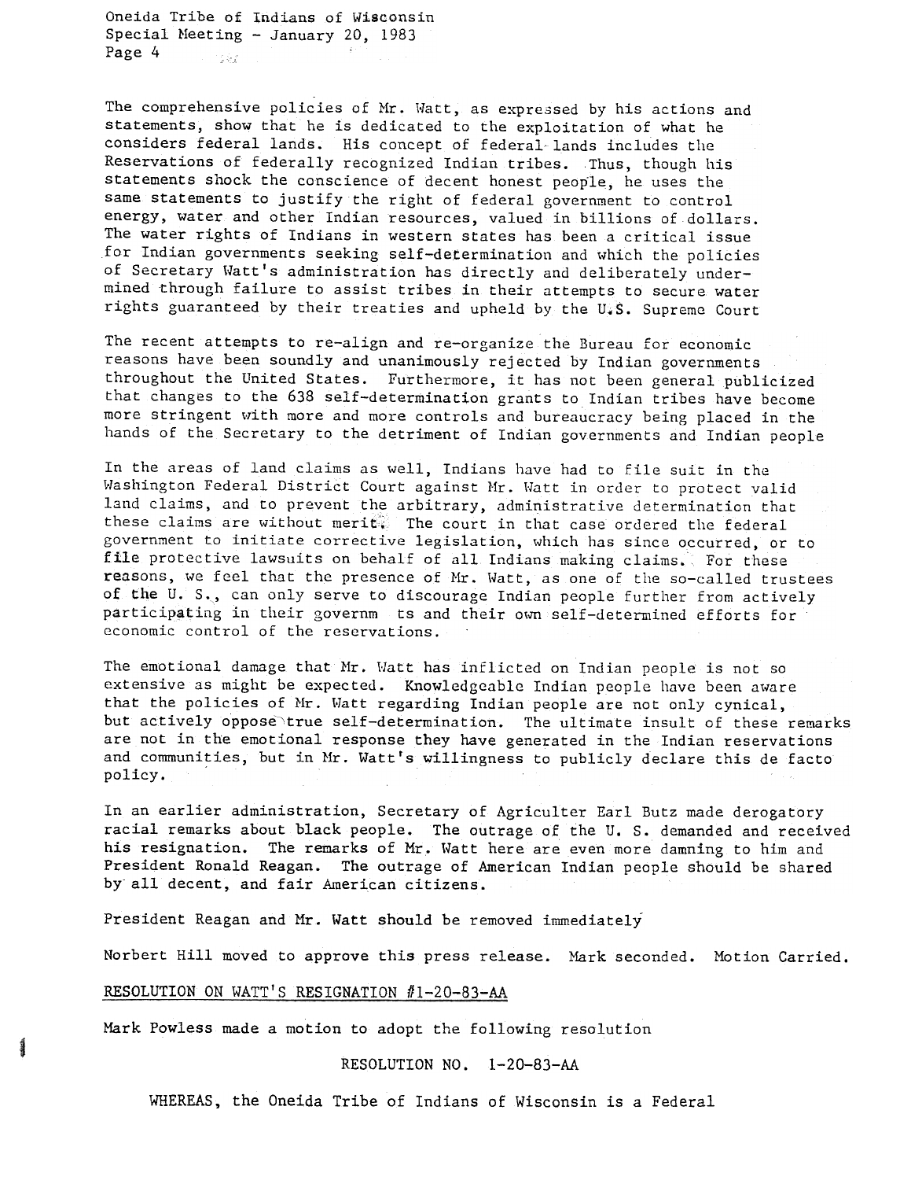The comprehensive policies of Mr. Watt, as expressed by his actions and statements, show that he is dedicated to the exploitation of what he considers federal lands. His concept of federal lands includes the Reservations of federally recognized Indian tribes. Thus, though his statements shock the conscience of decent honest people, he uses the same statements to justify the right of federal government to control energy, water and other Indian resources, valued in billions of dollars. The water rights of Indians in western states has been a critical issue for Indian governments seeking self-determination and which the policies of Secretary Watt's administration has directly and deliberately undermined through failure to assist tribes in their attempts to secure water rights guaranteed by their treaties and upheld by the U.S. Supreme Court

The recent attempts to re-align and re-organize the Bureau for economic reasons have been soundly and unanimously rejected by Indian governments throughout the United States. Furthermore, it has not been general publicized that changes to the 638 self-determination grants to Indian tribes have become more stringent with more and more controls and bureaucracy being placed in the hands of the Secretary to the detriment of Indian governments and Indian people

In the areas of land claims as well, Indians have had to file suit in the Washington Federal District Court against Mr. Watt in order to protect valid land claims, and to prevent the arbitrary, administrative determination that these claims are without merit. The court in that case ordered the federal government to initiate corrective legislation, which has since occurred, or to file protective lawsuits on behalf of all Indians making claims. For these reasons, we feel that the presence of Mr. Watt, as one of the so-called trustees of the U. S., can only serve to discourage Indian people further from actively participating in their governm ts and their own self-determined efforts for economic control of the reservations.

The emotional damage that Mr. Watt has inflicted on Indian people is not so extensive as might be expected. Knowledgeable Indian people have been aware that the policies of Mr. Watt regarding Indian people are not only cynical, but actively oppose true self-determination. The ultimate insult of these remarks are not in the emotional response they have generated in the Indian reservations and communities, but in Mr. Watt's willingness to publicly declare this de facto policy.

In an earlier administration, Secretary of Agriculter Earl Butz made derogatory racial remarks about black people. The outrage of the U. S. demanded and received his resignation. The remarks of Mr. Watt here are even more damning to him and President Ronald Reagan. The outrage of American Indian people should be shared by all decent, and fair American citizens.

President Reagan and Mr. Watt should be removed immediately

Norbert Hill moved to approve this press release. Mark seconded. Motion Carried.

RESOLUTION ON WATT'S RESIGNATION #1-20-83-AA

Mark Powless made a motion to adopt the following resolution

RESOLUTION NO. 1-20-83-AA

WHEREAS, the Oneida Tribe of Indians of Wisconsin is a Federal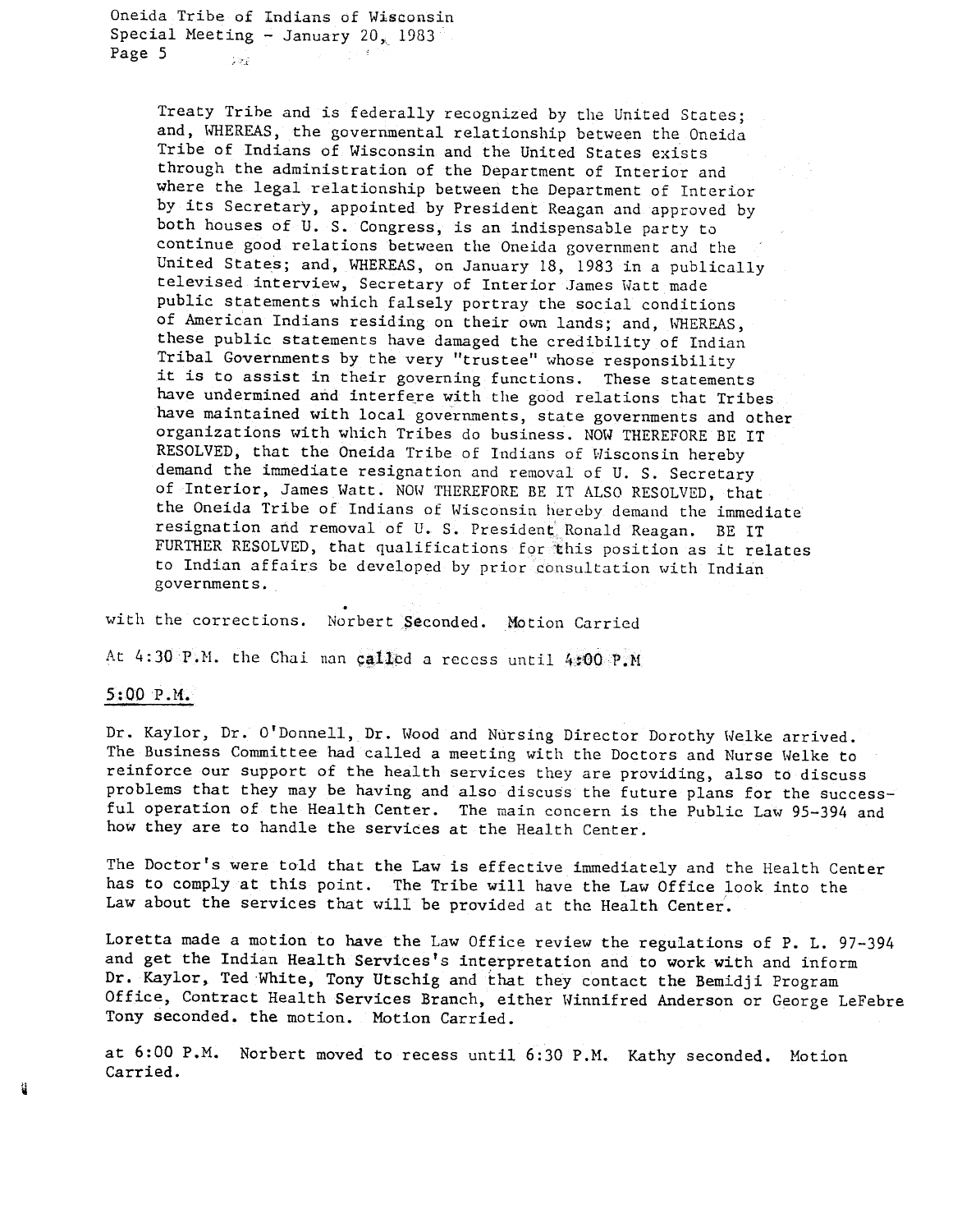Treaty Tribe and is federally recognized by the United States; and, WHEREAS, the governmental relationship between the Oneida Tribe of Indians of Wisconsin and the United States exists through the administration of the Department of Interior and where the legal relationship between the Department of Interior by its Secretary, appointed by President Reagan and approved by both houses of U. S. Congress, is an indispensable party to continue good relations between the Oneida government and the United States; and, WHEREAS, on January 18, 1983 in a publically televised interview, Secretary of Interior James Watt made public statements which falsely portray the social conditions of American Indians residing on their own lands; and, WHEREAS, these public statements have damaged the credibility of Indian Tribal Governments by the very "trustee" whose responsibility it is to assist in their governing functions. These statements have undermined and interfere with the good relations that Tribes have maintained with local governments, state governments and other organizations with which Tribes do business. NOW THEREFORE BE IT RESOLVED, that the Oneida Tribe of Indians of Wisconsin hereby demand the immediate resignation and removal of U. S. Secretary of Interior, James Watt. NOW THEREFORE BE IT ALSO RESOLVED, that the Oneida Tribe of Indians of Wisconsin hereby demand the immediate resignation and removal of U. S. President Ronald Reagan. BE IT FURTHER RESOLVED, that qualifications for this position as it relates to Indian affairs be developed by prior consultation with Indian governments.

with the corrections. Norbert Seconded. Motion Carried

At 4:30 P.M. the Chairman called a recess until 4:00 P.M

5:00 P.M.

Dr. Kaylor, Dr. O'Donnell, Dr. Wood and Nursing Director Dorothy Welke arrived. The Business Committee had called a meeting with the Doctors and Nurse Welke to reinforce our support of the health services they are providing, also to discuss problems that they may be having and also discuss the future plans for the successful operation of the Health Center. The main concern is the Public Law 95-394 and how they are to handle the services at the Health Center.

The Doctor's were told that the Law is effective immediately and the Health Center has to comply at this point. The Tribe will have the Law Office look into the Law about the services that will be provided at the Health Center.

Loretta made a motion to have the Law Office review the regulations of P. L. 97-394 and get the Indian Health Services's interpretation and to work with and inform Dr. Kaylor, Ted White, Tony Utschig and that they contact the Bemidji Program Office, Contract Health Services Branch, either Winnifred Anderson or George LeFebre Tony seconded. the motion. Motion Carried.

at 6:00 P.M. Norbert moved to recess until 6:30 P.M. Kathy seconded. Motion Carried.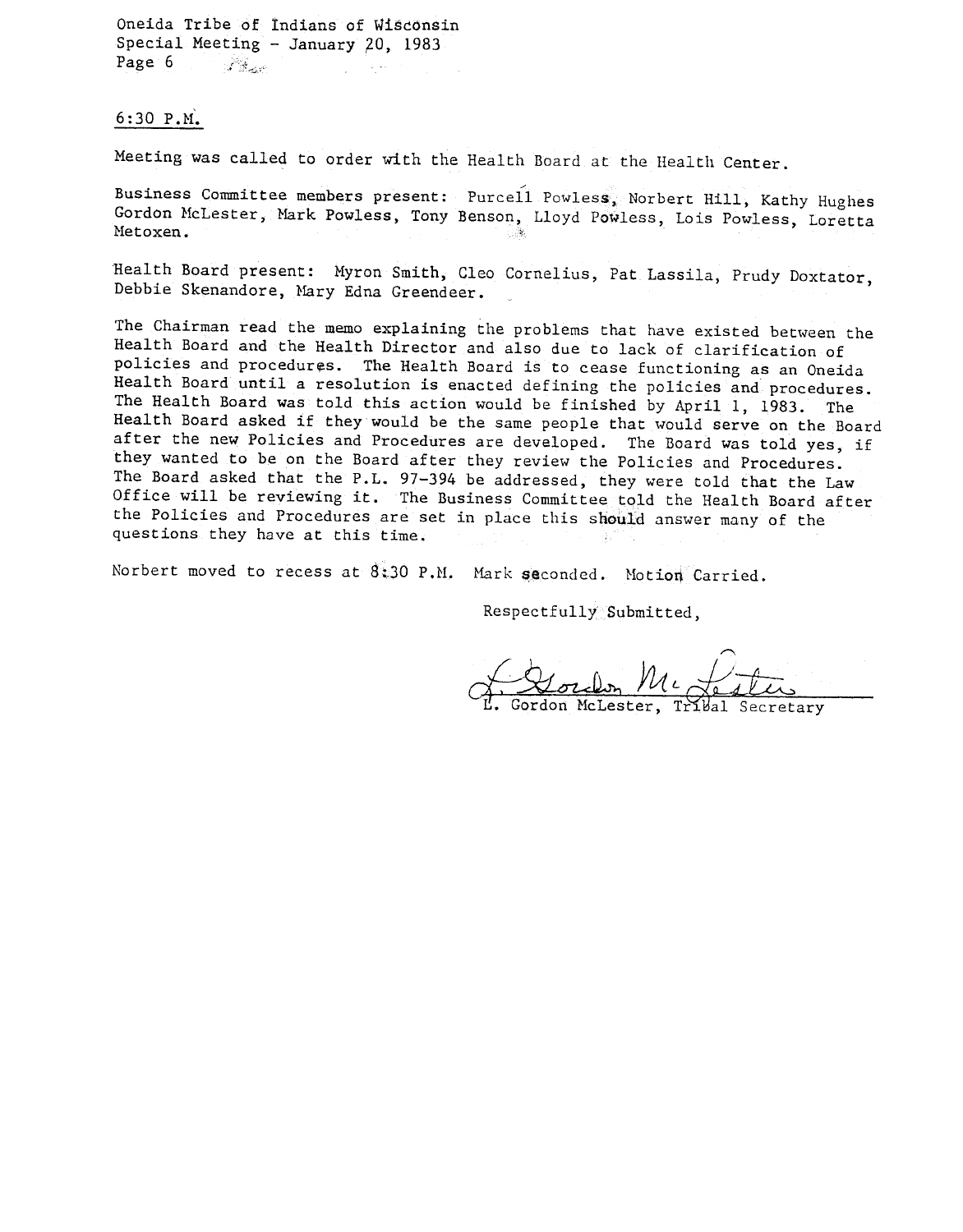<u>6:30 P.M.</u>

Meeting was called to order with the Health Board at the Health Center.

Business Committee members present: Purcell Powless, Norbert Hill, Kathy Hughes Gordon McLester, Mark Powless, Tony Benson, Lloyd Powless, Lois Powless, Loretta Metoxen.

Health Board present: Myron Smith, Cleo Cornelius, Pat Lassila, Prudy Doxtator, Debbie Skenandore, Mary Edna Greendeer.

The Chairman read the memo explaining the problems that have existed between the Health Board and the Health Director and also due to lack of clarification of policies and procedures. The Health Board is to cease functioning as an Oneida Health Board until a resolution is enacted defining the policies and procedures. The Health Board was told this action would be finished by April 1, 1983. The Health Board asked if they would be the same people that would serve on the Board after the new Policies and Procedures are developed. The Board was told yes, if they wanted to be on the Board after they review the Policies and Procedures. The Board asked that the P.L. 97-394 be addressed, they were told that the Law Office will be reviewing it. The Business Committee told the Health Board after the Policies and Procedures are set in place this should answer many of the questions they have at this time.

Norbert moved to recess at 8:30 P.M. Mark seconded. Motion Carried.

Respectfully Submitted,

L. Gordon McLester, Tribal Secretary